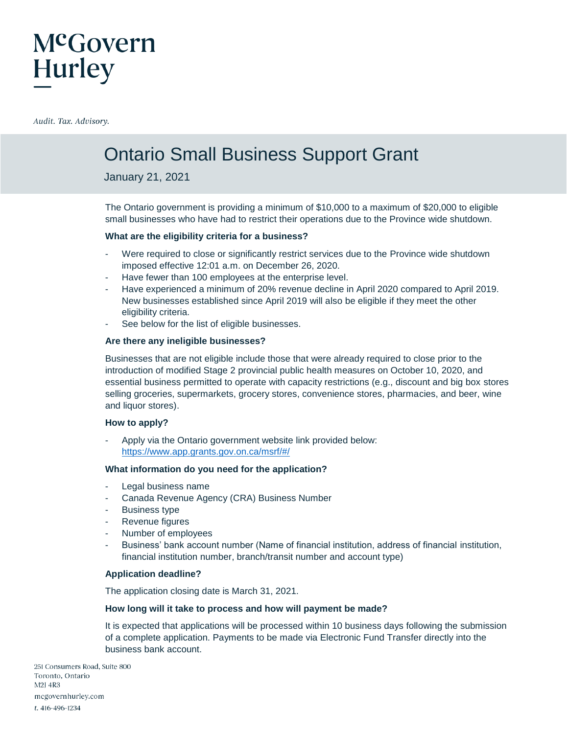# McGovern Hurley

*Audit. Tax. Advisory.*

## Ontario Small Business Support Grant

January 21, 2021

The Ontario government is providing a minimum of $10,000 to a maximum of $20,000 to eligible small businesses who have had to restrict their operations due to the Province wide shutdown.

**What are the eligibility criteria for a business?**

- Were required to close or significantly restrict services due to the Province wide shutdown imposed effective 12:01 a.m. on December 26, 2020.
- Have fewer than 100 employees at the enterprise level.
- Have experienced a minimum of 20% revenue decline in April 2020 compared to April 2019. New businesses established since April 2019 will also be eligible if they meet the other eligibility criteria.
- See below for the list of eligible businesses.

**Are there any ineligible businesses?**

Businesses that are not eligible include those that were already required to close prior to the introduction of modified Stage 2 provincial public health measures on October 10, 2020, and essential business permitted to operate with capacity restrictions (e.g., discount and big box stores selling groceries, supermarkets, grocery stores, convenience stores, pharmacies, and beer, wine and liquor stores).

**How to apply?**

- Apply via the Ontario government website link provided below: https://www.app.grants.gov.on.ca/msrf/#/

**What information do you need for the application?**

- Legal business name
- Canada Revenue Agency (CRA) Business Number
- Business type
- Revenue figures
- Number of employees
- Business' bank account number (Name of financial institution, address of financial institution, financial institution number, branch/transit number and account type)

**Application deadline?**

The application closing date is March 31, 2021.

**How long will it take to process and how will payment be made?**

It is expected that applications will be processed within 10 business days following the submission of a complete application. Payments to be made via Electronic Fund Transfer directly into the business bank account.

251 Consumers Road, Suite 800
Toronto, Ontario
M2J 4R3
mcgovernhurley.com
t. 416-496-1234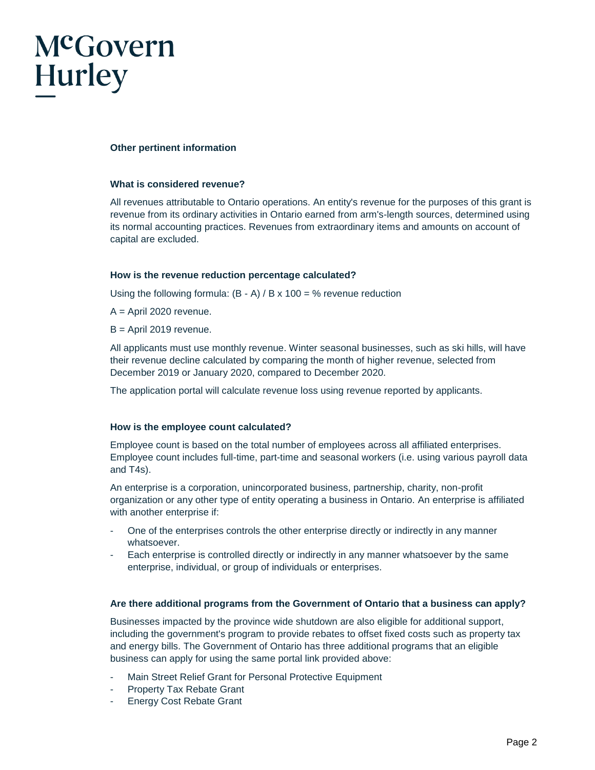## Other pertinent information

### What is considered revenue?

All revenues attributable to Ontario operations. An entity's revenue for the purposes of this grant is revenue from its ordinary activities in Ontario earned from arm's-length sources, determined using its normal accounting practices. Revenues from extraordinary items and amounts on account of capital are excluded.

### How is the revenue reduction percentage calculated?

Using the following formula: $(B - A) / B \times 100 = \%$ revenue reduction

A = April 2020 revenue.

B = April 2019 revenue.

All applicants must use monthly revenue. Winter seasonal businesses, such as ski hills, will have their revenue decline calculated by comparing the month of higher revenue, selected from December 2019 or January 2020, compared to December 2020.

The application portal will calculate revenue loss using revenue reported by applicants.

### How is the employee count calculated?

Employee count is based on the total number of employees across all affiliated enterprises. Employee count includes full-time, part-time and seasonal workers (i.e. using various payroll data and T4s).

An enterprise is a corporation, unincorporated business, partnership, charity, non-profit organization or any other type of entity operating a business in Ontario. An enterprise is affiliated with another enterprise if:

- One of the enterprises controls the other enterprise directly or indirectly in any manner whatsoever.
- Each enterprise is controlled directly or indirectly in any manner whatsoever by the same enterprise, individual, or group of individuals or enterprises.

### Are there additional programs from the Government of Ontario that a business can apply?

Businesses impacted by the province wide shutdown are also eligible for additional support, including the government's program to provide rebates to offset fixed costs such as property tax and energy bills. The Government of Ontario has three additional programs that an eligible business can apply for using the same portal link provided above:

- Main Street Relief Grant for Personal Protective Equipment
- Property Tax Rebate Grant
- Energy Cost Rebate Grant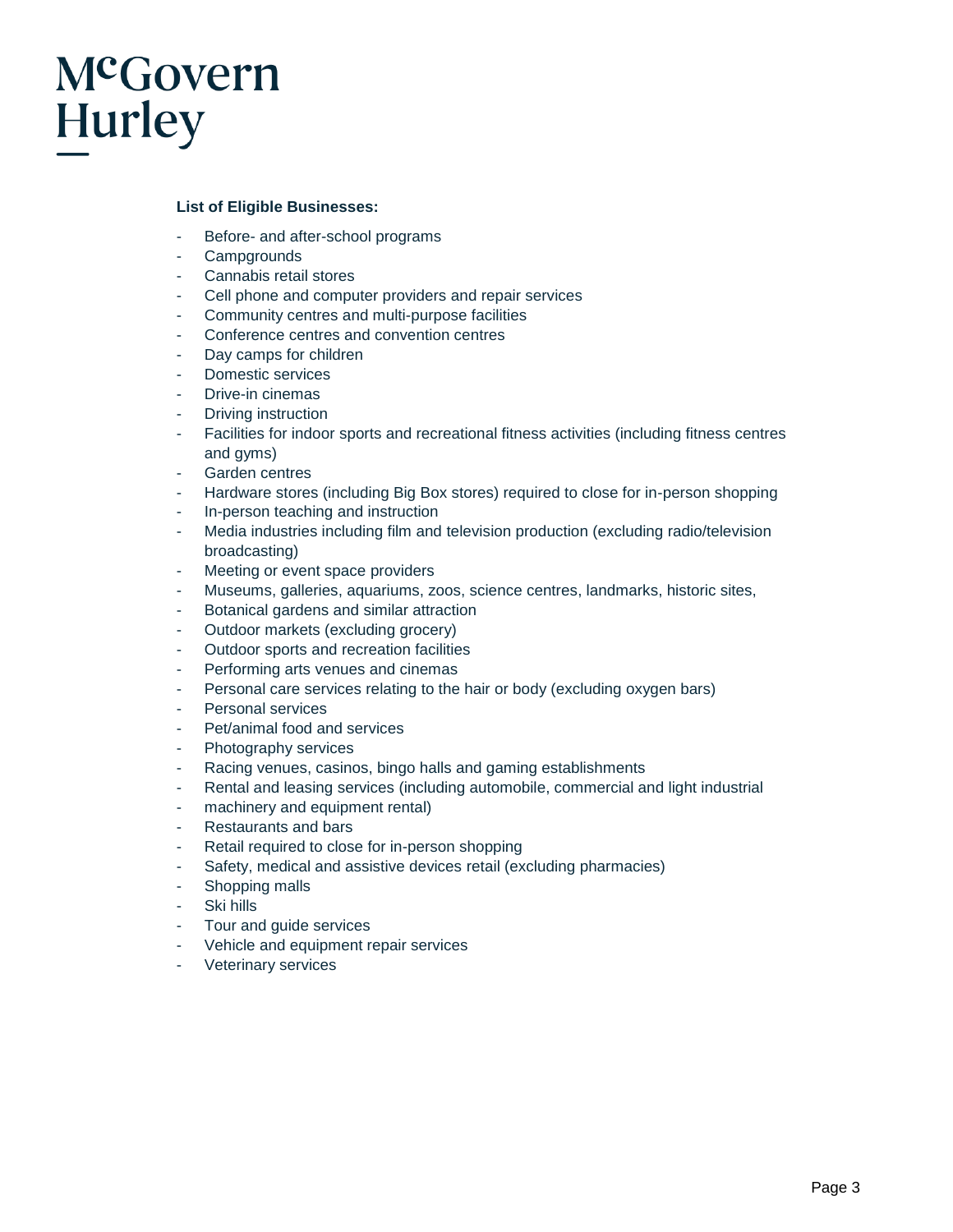**List of Eligible Businesses:**

- Before- and after-school programs
- Campgrounds
- Cannabis retail stores
- Cell phone and computer providers and repair services
- Community centres and multi-purpose facilities
- Conference centres and convention centres
- Day camps for children
- Domestic services
- Drive-in cinemas
- Driving instruction
- Facilities for indoor sports and recreational fitness activities (including fitness centres and gyms)
- Garden centres
- Hardware stores (including Big Box stores) required to close for in-person shopping
- In-person teaching and instruction
- Media industries including film and television production (excluding radio/television broadcasting)
- Meeting or event space providers
- Museums, galleries, aquariums, zoos, science centres, landmarks, historic sites,
- Botanical gardens and similar attraction
- Outdoor markets (excluding grocery)
- Outdoor sports and recreation facilities
- Performing arts venues and cinemas
- Personal care services relating to the hair or body (excluding oxygen bars)
- Personal services
- Pet/animal food and services
- Photography services
- Racing venues, casinos, bingo halls and gaming establishments
- Rental and leasing services (including automobile, commercial and light industrial
- machinery and equipment rental)
- Restaurants and bars
- Retail required to close for in-person shopping
- Safety, medical and assistive devices retail (excluding pharmacies)
- Shopping malls
- Ski hills
- Tour and guide services
- Vehicle and equipment repair services
- Veterinary services